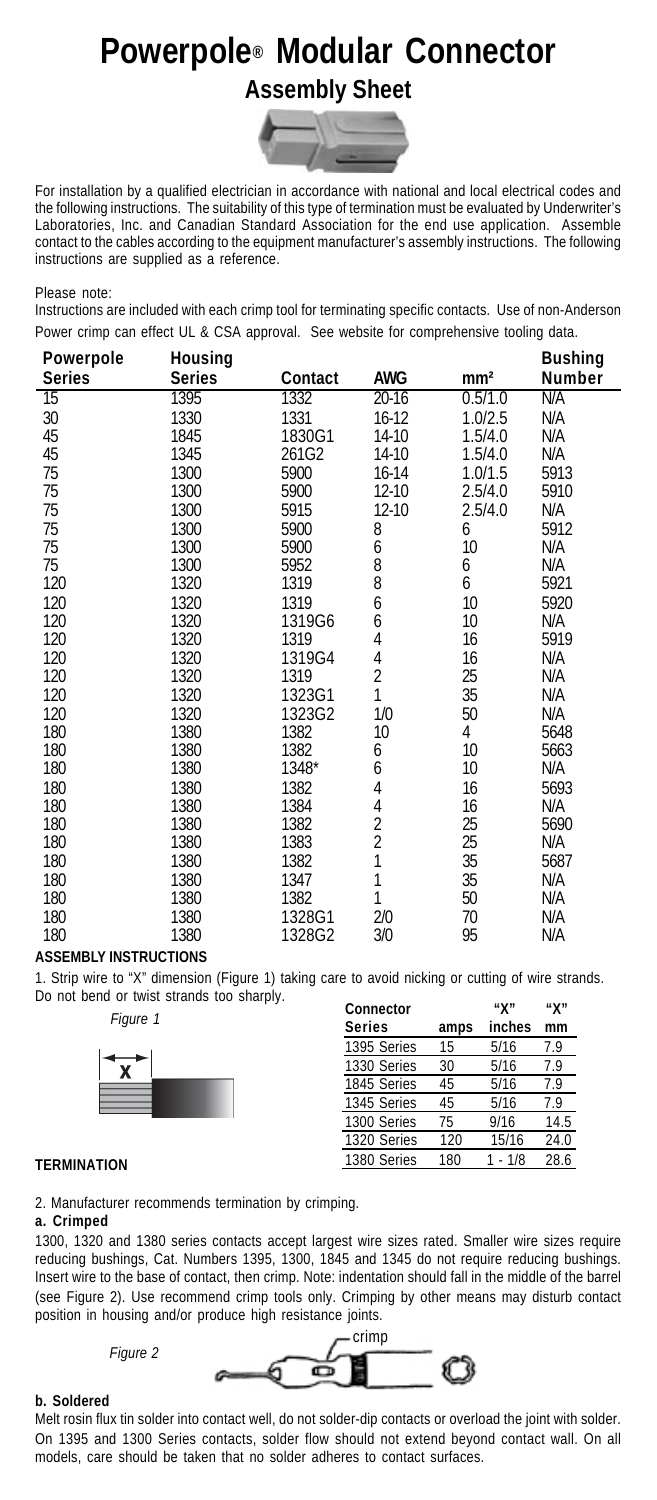# Powerpole® Modular Connector

## Assembly Sheet

For installation by a qualified electrician in accordance with national and local electrical codes and the following instructions. The suitability of this type of termination must be evaluated by Underwriter's Laboratories, Inc. and Canadian Standard Association for the end use application. Assemble contact to the cables according to the equipment manufacturer's assembly instructions. The following instructions are supplied as a reference.

Please note:
Instructions are included with each crimp tool for terminating specific contacts. Use of non-Anderson Power crimp can effect UL & CSA approval. See website for comprehensive tooling data.

| Powerpole Series | Housing Series | Contact | AWG | mm² | Bushing Number |
|---|---|---|---|---|---|
| 15 | 1395 | 1332 | 20-16 | 0.5/1.0 | N/A |
| 30 | 1330 | 1331 | 16-12 | 1.0/2.5 | N/A |
| 45 | 1845 | 1830G1 | 14-10 | 1.5/4.0 | N/A |
| 45 | 1345 | 261G2 | 14-10 | 1.5/4.0 | N/A |
| 75 | 1300 | 5900 | 16-14 | 1.0/1.5 | 5913 |
| 75 | 1300 | 5900 | 12-10 | 2.5/4.0 | 5910 |
| 75 | 1300 | 5915 | 12-10 | 2.5/4.0 | N/A |
| 75 | 1300 | 5900 | 8 | 6 | 5912 |
| 75 | 1300 | 5900 | 6 | 10 | N/A |
| 75 | 1300 | 5952 | 8 | 6 | N/A |
| 120 | 1320 | 1319 | 8 | 6 | 5921 |
| 120 | 1320 | 1319 | 6 | 10 | 5920 |
| 120 | 1320 | 1319G6 | 6 | 10 | N/A |
| 120 | 1320 | 1319 | 4 | 16 | 5919 |
| 120 | 1320 | 1319G4 | 4 | 16 | N/A |
| 120 | 1320 | 1319 | 2 | 25 | N/A |
| 120 | 1320 | 1323G1 | 1 | 35 | N/A |
| 120 | 1320 | 1323G2 | 1/0 | 50 | N/A |
| 180 | 1380 | 1382 | 10 | 4 | 5648 |
| 180 | 1380 | 1382 | 6 | 10 | 5663 |
| 180 | 1380 | 1348* | 6 | 10 | N/A |
| 180 | 1380 | 1382 | 4 | 16 | 5693 |
| 180 | 1380 | 1384 | 4 | 16 | N/A |
| 180 | 1380 | 1382 | 2 | 25 | 5690 |
| 180 | 1380 | 1383 | 2 | 25 | N/A |
| 180 | 1380 | 1382 | 1 | 35 | 5687 |
| 180 | 1380 | 1347 | 1 | 35 | N/A |
| 180 | 1380 | 1382 | 1 | 50 | N/A |
| 180 | 1380 | 1328G1 | 2/0 | 70 | N/A |
| 180 | 1380 | 1328G2 | 3/0 | 95 | N/A |

**ASSEMBLY INSTRUCTIONS**

1. Strip wire to "X" dimension (Figure 1) taking care to avoid nicking or cutting of wire strands. Do not bend or twist strands too sharply.

*Figure 1*

| Connector Series | amps | "X" inches | "X" mm |
|---|---|---|---|
| 1395 Series | 15 | 5/16 | 7.9 |
| 1330 Series | 30 | 5/16 | 7.9 |
| 1845 Series | 45 | 5/16 | 7.9 |
| 1345 Series | 45 | 5/16 | 7.9 |
| 1300 Series | 75 | 9/16 | 14.5 |
| 1320 Series | 120 | 15/16 | 24.0 |
| 1380 Series | 180 | 1 - 1/8 | 28.6 |

**TERMINATION**

2. Manufacturer recommends termination by crimping.

**a. Crimped**

1300, 1320 and 1380 series contacts accept largest wire sizes rated. Smaller wire sizes require reducing bushings, Cat. Numbers 1395, 1300, 1845 and 1345 do not require reducing bushings. Insert wire to the base of contact, then crimp. Note: indentation should fall in the middle of the barrel (see Figure 2). Use recommend crimp tools only. Crimping by other means may disturb contact position in housing and/or produce high resistance joints.

*Figure 2*

crimp

**b. Soldered**

Melt rosin flux tin solder into contact well, do not solder-dip contacts or overload the joint with solder. On 1395 and 1300 Series contacts, solder flow should not extend beyond contact wall. On all models, care should be taken that no solder adheres to contact surfaces.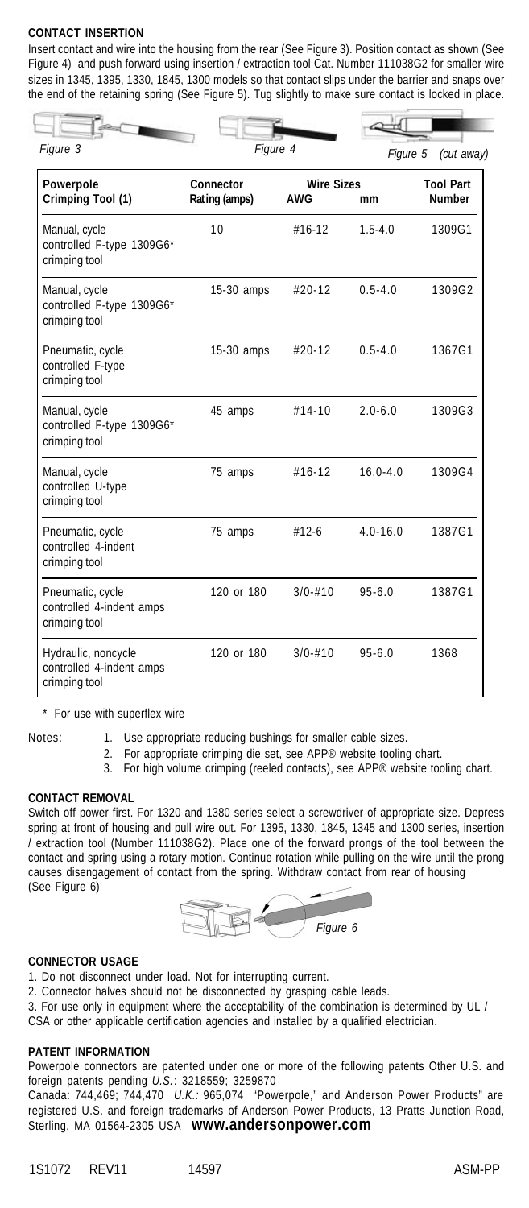**CONTACT INSERTION**

Insert contact and wire into the housing from the rear (See Figure 3). Position contact as shown (See Figure 4) and push forward using insertion / extraction tool Cat. Number 111038G2 for smaller wire sizes in 1345, 1395, 1330, 1845, 1300 models so that contact slips under the barrier and snaps over the end of the retaining spring (See Figure 5). Tug slightly to make sure contact is locked in place.

*Figure 3* *Figure 4* *Figure 5 (cut away)*

| Powerpole Crimping Tool (1) | Connector Rating (amps) | Wire Sizes AWG | mm | Tool Part Number |
|---|---|---|---|---|
| Manual, cycle controlled F-type 1309G6* crimping tool | 10 | #16-12 | 1.5-4.0 | 1309G1 |
| Manual, cycle controlled F-type 1309G6* crimping tool | 15-30 amps | #20-12 | 0.5-4.0 | 1309G2 |
| Pneumatic, cycle controlled F-type crimping tool | 15-30 amps | #20-12 | 0.5-4.0 | 1367G1 |
| Manual, cycle controlled F-type 1309G6* crimping tool | 45 amps | #14-10 | 2.0-6.0 | 1309G3 |
| Manual, cycle controlled U-type crimping tool | 75 amps | #16-12 | 16.0-4.0 | 1309G4 |
| Pneumatic, cycle controlled 4-indent crimping tool | 75 amps | #12-6 | 4.0-16.0 | 1387G1 |
| Pneumatic, cycle controlled 4-indent amps crimping tool | 120 or 180 | 3/0-#10 | 95-6.0 | 1387G1 |
| Hydraulic, noncycle controlled 4-indent amps crimping tool | 120 or 180 | 3/0-#10 | 95-6.0 | 1368 |

\* For use with superflex wire

Notes:
1. Use appropriate reducing bushings for smaller cable sizes.
2. For appropriate crimping die set, see APP® website tooling chart.
3. For high volume crimping (reeled contacts), see APP® website tooling chart.

**CONTACT REMOVAL**

Switch off power first. For 1320 and 1380 series select a screwdriver of appropriate size. Depress spring at front of housing and pull wire out. For 1395, 1330, 1845, 1345 and 1300 series, insertion / extraction tool (Number 111038G2). Place one of the forward prongs of the tool between the contact and spring using a rotary motion. Continue rotation while pulling on the wire until the prong causes disengagement of contact from the spring. Withdraw contact from rear of housing (See Figure 6)

*Figure 6*

**CONNECTOR USAGE**

1. Do not disconnect under load. Not for interrupting current.
2. Connector halves should not be disconnected by grasping cable leads.
3. For use only in equipment where the acceptability of the combination is determined by UL / CSA or other applicable certification agencies and installed by a qualified electrician.

**PATENT INFORMATION**

Powerpole connectors are patented under one or more of the following patents Other U.S. and foreign patents pending *U.S.:* 3218559; 3259870

Canada: 744,469; 744,470 *U.K.:* 965,074 "Powerpole," and Anderson Power Products" are registered U.S. and foreign trademarks of Anderson Power Products, 13 Pratts Junction Road, Sterling, MA 01564-2305 USA **www.andersonpower.com**

1S1072 REV11 14597 ASM-PP